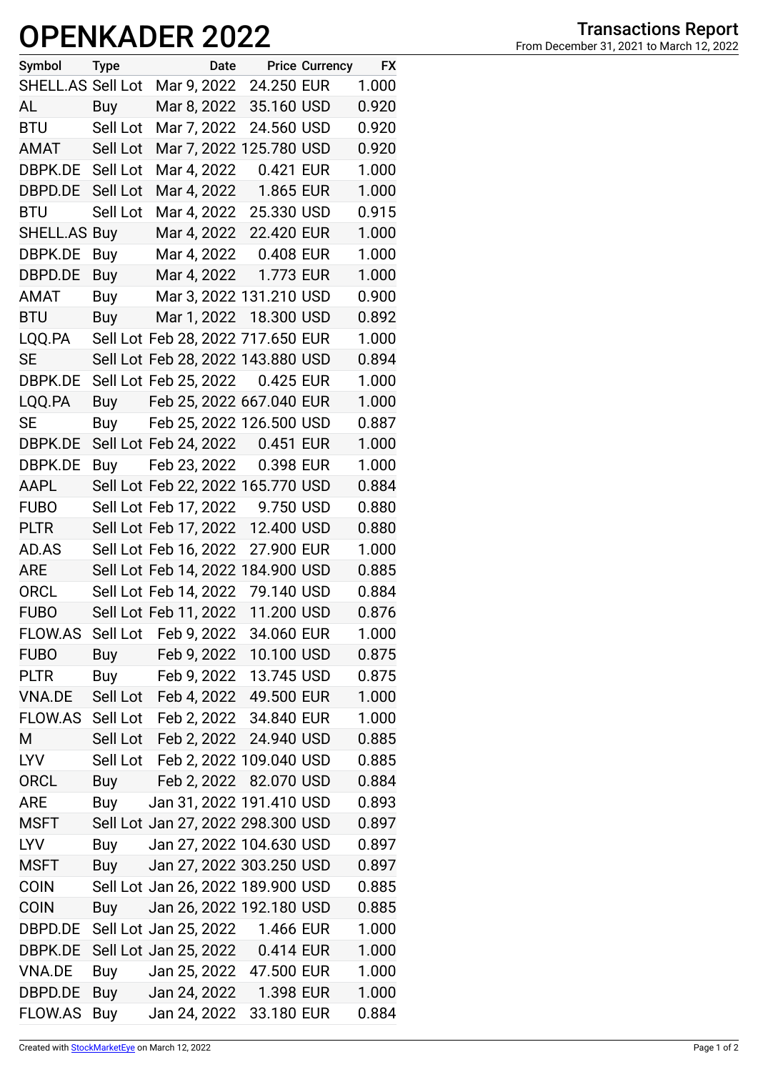# OPENKADER 2022

## Transactions Report

From December 31, 2021 to March 12, 2022

| Symbol | Type | Date | Price | Currency | FX |
|---|---|---|---|---|---|
| SHELL.AS | Sell Lot | Mar 9, 2022 | 24.250 | EUR | 1.000 |
| AL | Buy | Mar 8, 2022 | 35.160 | USD | 0.920 |
| BTU | Sell Lot | Mar 7, 2022 | 24.560 | USD | 0.920 |
| AMAT | Sell Lot | Mar 7, 2022 | 125.780 | USD | 0.920 |
| DBPK.DE | Sell Lot | Mar 4, 2022 | 0.421 | EUR | 1.000 |
| DBPD.DE | Sell Lot | Mar 4, 2022 | 1.865 | EUR | 1.000 |
| BTU | Sell Lot | Mar 4, 2022 | 25.330 | USD | 0.915 |
| SHELL.AS | Buy | Mar 4, 2022 | 22.420 | EUR | 1.000 |
| DBPK.DE | Buy | Mar 4, 2022 | 0.408 | EUR | 1.000 |
| DBPD.DE | Buy | Mar 4, 2022 | 1.773 | EUR | 1.000 |
| AMAT | Buy | Mar 3, 2022 | 131.210 | USD | 0.900 |
| BTU | Buy | Mar 1, 2022 | 18.300 | USD | 0.892 |
| LQQ.PA | Sell Lot | Feb 28, 2022 | 717.650 | EUR | 1.000 |
| SE | Sell Lot | Feb 28, 2022 | 143.880 | USD | 0.894 |
| DBPK.DE | Sell Lot | Feb 25, 2022 | 0.425 | EUR | 1.000 |
| LQQ.PA | Buy | Feb 25, 2022 | 667.040 | EUR | 1.000 |
| SE | Buy | Feb 25, 2022 | 126.500 | USD | 0.887 |
| DBPK.DE | Sell Lot | Feb 24, 2022 | 0.451 | EUR | 1.000 |
| DBPK.DE | Buy | Feb 23, 2022 | 0.398 | EUR | 1.000 |
| AAPL | Sell Lot | Feb 22, 2022 | 165.770 | USD | 0.884 |
| FUBO | Sell Lot | Feb 17, 2022 | 9.750 | USD | 0.880 |
| PLTR | Sell Lot | Feb 17, 2022 | 12.400 | USD | 0.880 |
| AD.AS | Sell Lot | Feb 16, 2022 | 27.900 | EUR | 1.000 |
| ARE | Sell Lot | Feb 14, 2022 | 184.900 | USD | 0.885 |
| ORCL | Sell Lot | Feb 14, 2022 | 79.140 | USD | 0.884 |
| FUBO | Sell Lot | Feb 11, 2022 | 11.200 | USD | 0.876 |
| FLOW.AS | Sell Lot | Feb 9, 2022 | 34.060 | EUR | 1.000 |
| FUBO | Buy | Feb 9, 2022 | 10.100 | USD | 0.875 |
| PLTR | Buy | Feb 9, 2022 | 13.745 | USD | 0.875 |
| VNA.DE | Sell Lot | Feb 4, 2022 | 49.500 | EUR | 1.000 |
| FLOW.AS | Sell Lot | Feb 2, 2022 | 34.840 | EUR | 1.000 |
| M | Sell Lot | Feb 2, 2022 | 24.940 | USD | 0.885 |
| LYV | Sell Lot | Feb 2, 2022 | 109.040 | USD | 0.885 |
| ORCL | Buy | Feb 2, 2022 | 82.070 | USD | 0.884 |
| ARE | Buy | Jan 31, 2022 | 191.410 | USD | 0.893 |
| MSFT | Sell Lot | Jan 27, 2022 | 298.300 | USD | 0.897 |
| LYV | Buy | Jan 27, 2022 | 104.630 | USD | 0.897 |
| MSFT | Buy | Jan 27, 2022 | 303.250 | USD | 0.897 |
| COIN | Sell Lot | Jan 26, 2022 | 189.900 | USD | 0.885 |
| COIN | Buy | Jan 26, 2022 | 192.180 | USD | 0.885 |
| DBPD.DE | Sell Lot | Jan 25, 2022 | 1.466 | EUR | 1.000 |
| DBPK.DE | Sell Lot | Jan 25, 2022 | 0.414 | EUR | 1.000 |
| VNA.DE | Buy | Jan 25, 2022 | 47.500 | EUR | 1.000 |
| DBPD.DE | Buy | Jan 24, 2022 | 1.398 | EUR | 1.000 |
| FLOW.AS | Buy | Jan 24, 2022 | 33.180 | EUR | 0.884 |

Created with StockMarketEye on March 12, 2022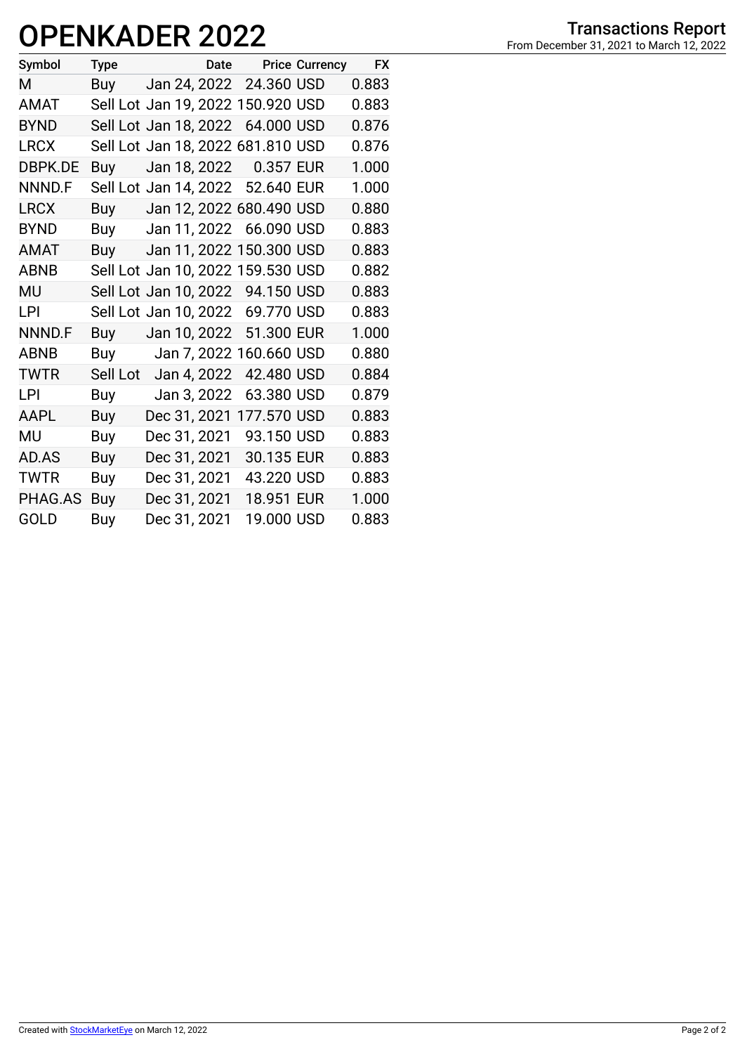# OPENKADER 2022

## Transactions Report

From December 31, 2021 to March 12, 2022

| Symbol | Type | Date | Price | Currency | FX |
|---|---|---|---|---|---|
| M | Buy | Jan 24, 2022 | 24.360 | USD | 0.883 |
| AMAT | Sell Lot | Jan 19, 2022 | 150.920 | USD | 0.883 |
| BYND | Sell Lot | Jan 18, 2022 | 64.000 | USD | 0.876 |
| LRCX | Sell Lot | Jan 18, 2022 | 681.810 | USD | 0.876 |
| DBPK.DE | Buy | Jan 18, 2022 | 0.357 | EUR | 1.000 |
| NNND.F | Sell Lot | Jan 14, 2022 | 52.640 | EUR | 1.000 |
| LRCX | Buy | Jan 12, 2022 | 680.490 | USD | 0.880 |
| BYND | Buy | Jan 11, 2022 | 66.090 | USD | 0.883 |
| AMAT | Buy | Jan 11, 2022 | 150.300 | USD | 0.883 |
| ABNB | Sell Lot | Jan 10, 2022 | 159.530 | USD | 0.882 |
| MU | Sell Lot | Jan 10, 2022 | 94.150 | USD | 0.883 |
| LPI | Sell Lot | Jan 10, 2022 | 69.770 | USD | 0.883 |
| NNND.F | Buy | Jan 10, 2022 | 51.300 | EUR | 1.000 |
| ABNB | Buy | Jan 7, 2022 | 160.660 | USD | 0.880 |
| TWTR | Sell Lot | Jan 4, 2022 | 42.480 | USD | 0.884 |
| LPI | Buy | Jan 3, 2022 | 63.380 | USD | 0.879 |
| AAPL | Buy | Dec 31, 2021 | 177.570 | USD | 0.883 |
| MU | Buy | Dec 31, 2021 | 93.150 | USD | 0.883 |
| AD.AS | Buy | Dec 31, 2021 | 30.135 | EUR | 0.883 |
| TWTR | Buy | Dec 31, 2021 | 43.220 | USD | 0.883 |
| PHAG.AS | Buy | Dec 31, 2021 | 18.951 | EUR | 1.000 |
| GOLD | Buy | Dec 31, 2021 | 19.000 | USD | 0.883 |

Created with StockMarketEye on March 12, 2022